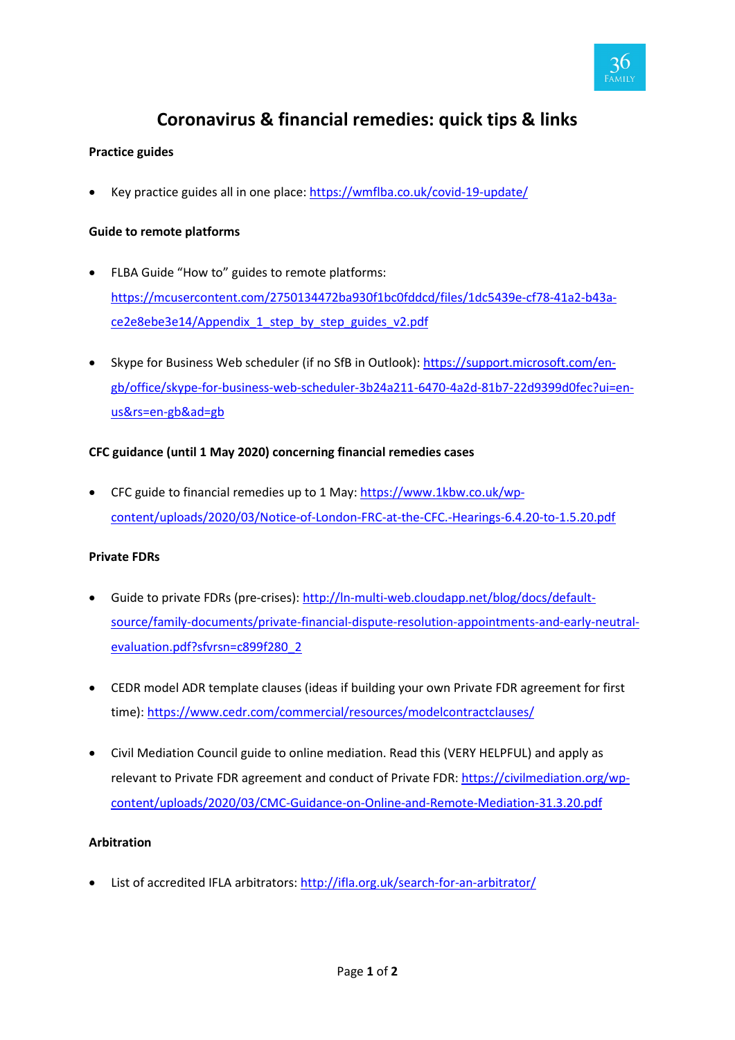# Coronavirus & financial remedies: quick tips & links

**Practice guides**

- Key practice guides all in one place: https://wmflba.co.uk/covid-19-update/

**Guide to remote platforms**

- FLBA Guide "How to" guides to remote platforms: https://mcusercontent.com/2750134472ba930f1bc0fddcd/files/1dc5439e-cf78-41a2-b43a-ce2e8ebe3e14/Appendix_1_step_by_step_guides_v2.pdf

- Skype for Business Web scheduler (if no SfB in Outlook): https://support.microsoft.com/en-gb/office/skype-for-business-web-scheduler-3b24a211-6470-4a2d-81b7-22d9399d0fec?ui=en-us&rs=en-gb&ad=gb

**CFC guidance (until 1 May 2020) concerning financial remedies cases**

- CFC guide to financial remedies up to 1 May: https://www.1kbw.co.uk/wp-content/uploads/2020/03/Notice-of-London-FRC-at-the-CFC.-Hearings-6.4.20-to-1.5.20.pdf

**Private FDRs**

- Guide to private FDRs (pre-crises): http://ln-multi-web.cloudapp.net/blog/docs/default-source/family-documents/private-financial-dispute-resolution-appointments-and-early-neutral-evaluation.pdf?sfvrsn=c899f280_2

- CEDR model ADR template clauses (ideas if building your own Private FDR agreement for first time): https://www.cedr.com/commercial/resources/modelcontractclauses/

- Civil Mediation Council guide to online mediation. Read this (VERY HELPFUL) and apply as relevant to Private FDR agreement and conduct of Private FDR: https://civilmediation.org/wp-content/uploads/2020/03/CMC-Guidance-on-Online-and-Remote-Mediation-31.3.20.pdf

**Arbitration**

- List of accredited IFLA arbitrators: http://ifla.org.uk/search-for-an-arbitrator/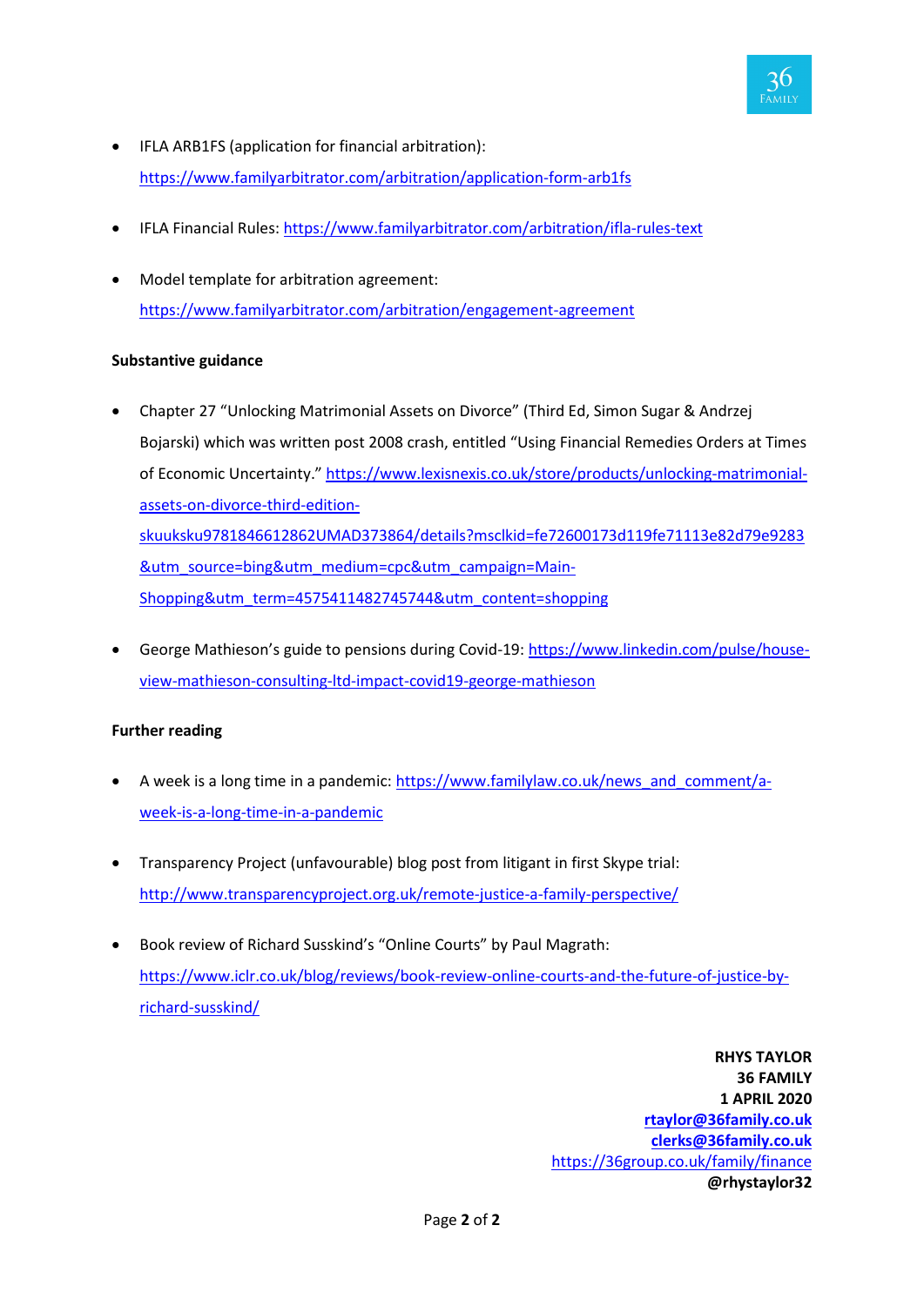- IFLA ARB1FS (application for financial arbitration): https://www.familyarbitrator.com/arbitration/application-form-arb1fs

- IFLA Financial Rules: https://www.familyarbitrator.com/arbitration/ifla-rules-text

- Model template for arbitration agreement: https://www.familyarbitrator.com/arbitration/engagement-agreement

**Substantive guidance**

- Chapter 27 "Unlocking Matrimonial Assets on Divorce" (Third Ed, Simon Sugar & Andrzej Bojarski) which was written post 2008 crash, entitled "Using Financial Remedies Orders at Times of Economic Uncertainty." https://www.lexisnexis.co.uk/store/products/unlocking-matrimonial-assets-on-divorce-third-edition-skuuksku9781846612862UMAD373864/details?msclkid=fe72600173d119fe71113e82d79e9283&utm_source=bing&utm_medium=cpc&utm_campaign=Main-Shopping&utm_term=4575411482745744&utm_content=shopping

- George Mathieson's guide to pensions during Covid-19: https://www.linkedin.com/pulse/house-view-mathieson-consulting-ltd-impact-covid19-george-mathieson

**Further reading**

- A week is a long time in a pandemic: https://www.familylaw.co.uk/news_and_comment/a-week-is-a-long-time-in-a-pandemic

- Transparency Project (unfavourable) blog post from litigant in first Skype trial: http://www.transparencyproject.org.uk/remote-justice-a-family-perspective/

- Book review of Richard Susskind's "Online Courts" by Paul Magrath: https://www.iclr.co.uk/blog/reviews/book-review-online-courts-and-the-future-of-justice-by-richard-susskind/

**RHYS TAYLOR**
**36 FAMILY**
**1 APRIL 2020**
**rtaylor@36family.co.uk**
**clerks@36family.co.uk**
https://36group.co.uk/family/finance
**@rhystaylor32**